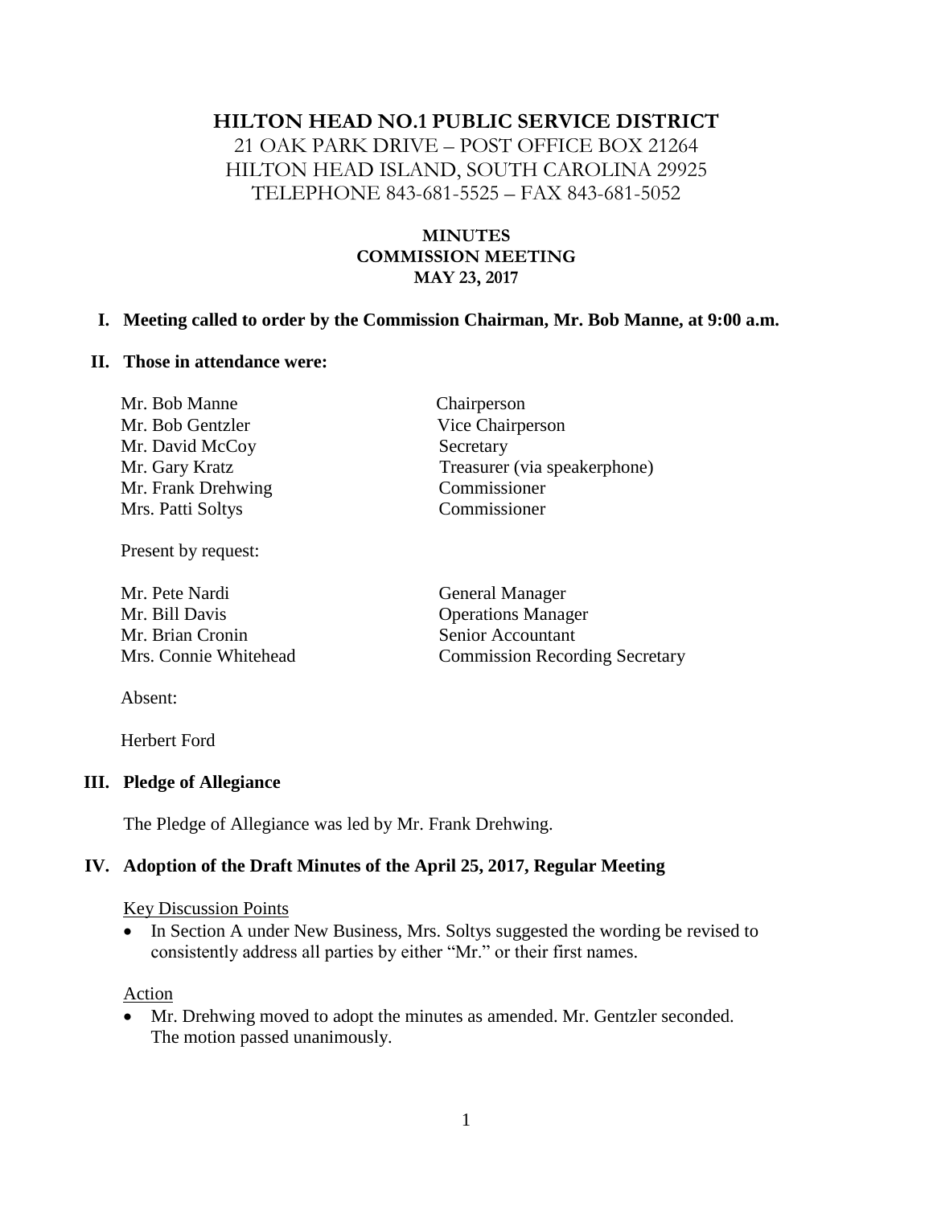# HILTON HEAD NO.1 PUBLIC SERVICE DISTRICT

21 OAK PARK DRIVE – POST OFFICE BOX 21264
HILTON HEAD ISLAND, SOUTH CAROLINA 29925
TELEPHONE 843-681-5525 – FAX 843-681-5052

## MINUTES
## COMMISSION MEETING
## MAY 23, 2017

**I. Meeting called to order by the Commission Chairman, Mr. Bob Manne, at 9:00 a.m.**

**II. Those in attendance were:**

| | |
|---|---|
| Mr. Bob Manne | Chairperson |
| Mr. Bob Gentzler | Vice Chairperson |
| Mr. David McCoy | Secretary |
| Mr. Gary Kratz | Treasurer (via speakerphone) |
| Mr. Frank Drehwing | Commissioner |
| Mrs. Patti Soltys | Commissioner |

Present by request:

| | |
|---|---|
| Mr. Pete Nardi | General Manager |
| Mr. Bill Davis | Operations Manager |
| Mr. Brian Cronin | Senior Accountant |
| Mrs. Connie Whitehead | Commission Recording Secretary |

Absent:

Herbert Ford

**III. Pledge of Allegiance**

The Pledge of Allegiance was led by Mr. Frank Drehwing.

**IV. Adoption of the Draft Minutes of the April 25, 2017, Regular Meeting**

Key Discussion Points

- In Section A under New Business, Mrs. Soltys suggested the wording be revised to consistently address all parties by either "Mr." or their first names.

Action

- Mr. Drehwing moved to adopt the minutes as amended. Mr. Gentzler seconded. The motion passed unanimously.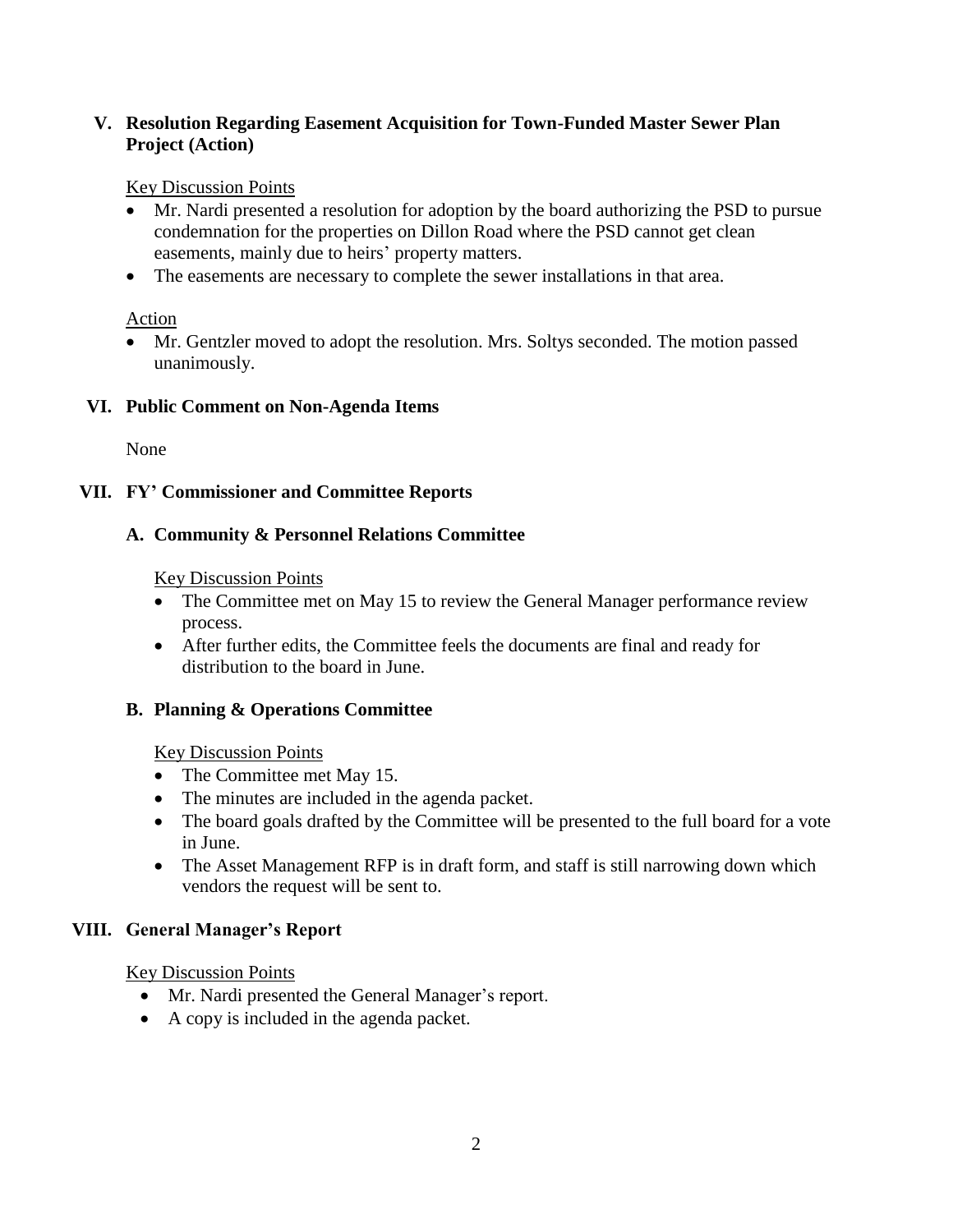## V. Resolution Regarding Easement Acquisition for Town-Funded Master Sewer Plan Project (Action)

Key Discussion Points

- Mr. Nardi presented a resolution for adoption by the board authorizing the PSD to pursue condemnation for the properties on Dillon Road where the PSD cannot get clean easements, mainly due to heirs' property matters.
- The easements are necessary to complete the sewer installations in that area.

Action

- Mr. Gentzler moved to adopt the resolution. Mrs. Soltys seconded. The motion passed unanimously.

## VI. Public Comment on Non-Agenda Items

None

## VII. FY' Commissioner and Committee Reports

### A. Community & Personnel Relations Committee

Key Discussion Points

- The Committee met on May 15 to review the General Manager performance review process.
- After further edits, the Committee feels the documents are final and ready for distribution to the board in June.

### B. Planning & Operations Committee

Key Discussion Points

- The Committee met May 15.
- The minutes are included in the agenda packet.
- The board goals drafted by the Committee will be presented to the full board for a vote in June.
- The Asset Management RFP is in draft form, and staff is still narrowing down which vendors the request will be sent to.

## VIII. General Manager's Report

Key Discussion Points

- Mr. Nardi presented the General Manager's report.
- A copy is included in the agenda packet.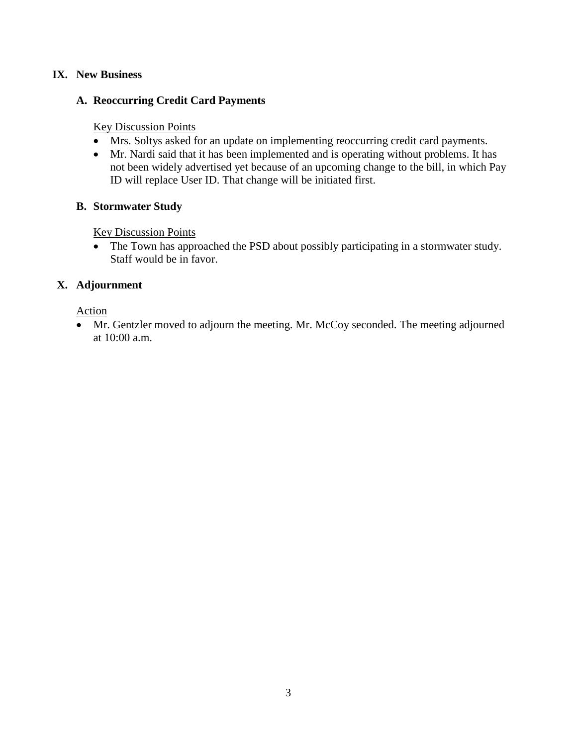## IX. New Business

### A. Reoccurring Credit Card Payments

Key Discussion Points

- Mrs. Soltys asked for an update on implementing reoccurring credit card payments.
- Mr. Nardi said that it has been implemented and is operating without problems. It has not been widely advertised yet because of an upcoming change to the bill, in which Pay ID will replace User ID. That change will be initiated first.

### B. Stormwater Study

Key Discussion Points

- The Town has approached the PSD about possibly participating in a stormwater study. Staff would be in favor.

## X. Adjournment

Action

- Mr. Gentzler moved to adjourn the meeting. Mr. McCoy seconded. The meeting adjourned at 10:00 a.m.